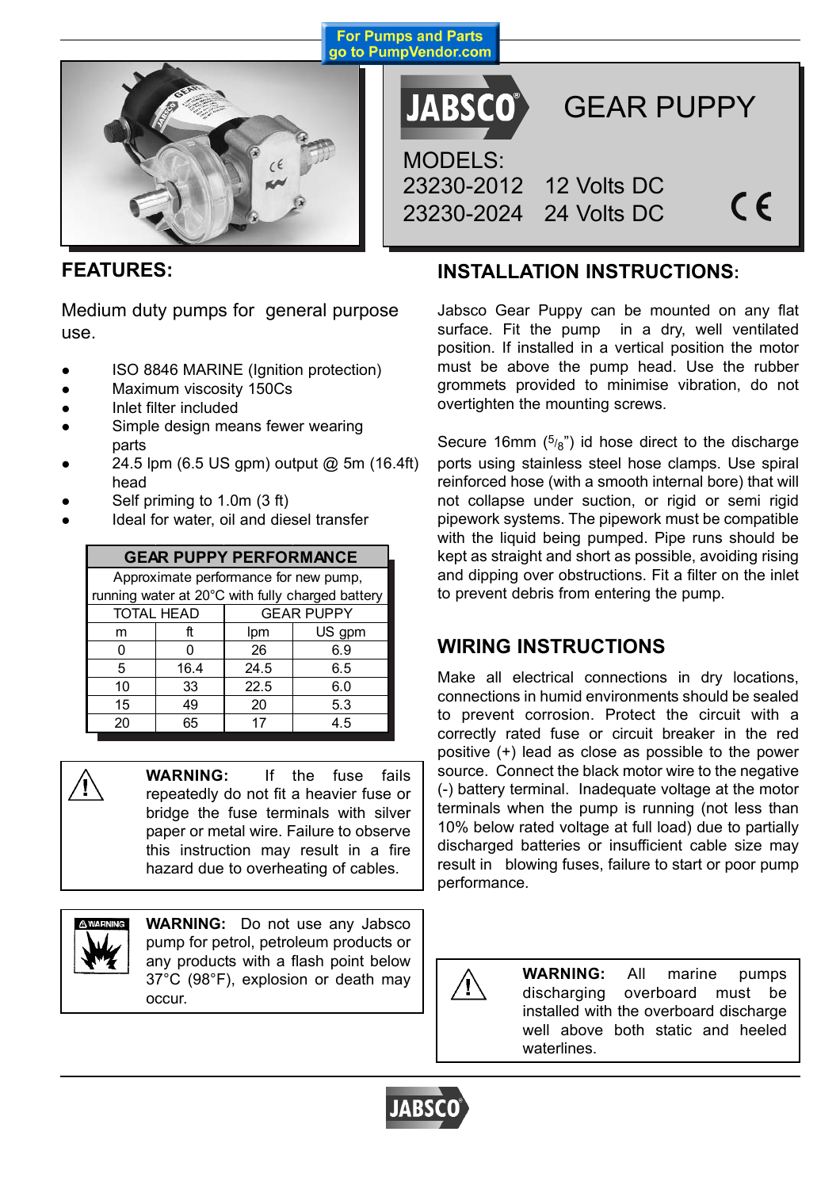For Pumps and Parts go to PumpVendor.com

# JABSCO GEAR PUPPY

MODELS:
23230-2012 12 Volts DC
23230-2024 24 Volts DC

CE

## FEATURES:

Medium duty pumps for general purpose use.

- ISO 8846 MARINE (Ignition protection)
- Maximum viscosity 150Cs
- Inlet filter included
- Simple design means fewer wearing parts
- 24.5 lpm (6.5 US gpm) output @ 5m (16.4ft) head
- Self priming to 1.0m (3 ft)
- Ideal for water, oil and diesel transfer

| GEAR PUPPY PERFORMANCE | | | |
|---|---|---|---|
| Approximate performance for new pump, running water at 20°C with fully charged battery | | | |
| TOTAL HEAD | | GEAR PUPPY | |
| m | ft | lpm | US gpm |
| 0 | 0 | 26 | 6.9 |
| 5 | 16.4 | 24.5 | 6.5 |
| 10 | 33 | 22.5 | 6.0 |
| 15 | 49 | 20 | 5.3 |
| 20 | 65 | 17 | 4.5 |

**WARNING:** If the fuse fails repeatedly do not fit a heavier fuse or bridge the fuse terminals with silver paper or metal wire. Failure to observe this instruction may result in a fire hazard due to overheating of cables.

**WARNING:** Do not use any Jabsco pump for petrol, petroleum products or any products with a flash point below 37°C (98°F), explosion or death may occur.

## INSTALLATION INSTRUCTIONS:

Jabsco Gear Puppy can be mounted on any flat surface. Fit the pump in a dry, well ventilated position. If installed in a vertical position the motor must be above the pump head. Use the rubber grommets provided to minimise vibration, do not overtighten the mounting screws.

Secure 16mm ($^{5}/_{8}$") id hose direct to the discharge ports using stainless steel hose clamps. Use spiral reinforced hose (with a smooth internal bore) that will not collapse under suction, or rigid or semi rigid pipework systems. The pipework must be compatible with the liquid being pumped. Pipe runs should be kept as straight and short as possible, avoiding rising and dipping over obstructions. Fit a filter on the inlet to prevent debris from entering the pump.

## WIRING INSTRUCTIONS

Make all electrical connections in dry locations, connections in humid environments should be sealed to prevent corrosion. Protect the circuit with a correctly rated fuse or circuit breaker in the red positive (+) lead as close as possible to the power source. Connect the black motor wire to the negative (-) battery terminal. Inadequate voltage at the motor terminals when the pump is running (not less than 10% below rated voltage at full load) due to partially discharged batteries or insufficient cable size may result in blowing fuses, failure to start or poor pump performance.

**WARNING:** All marine pumps discharging overboard must be installed with the overboard discharge well above both static and heeled waterlines.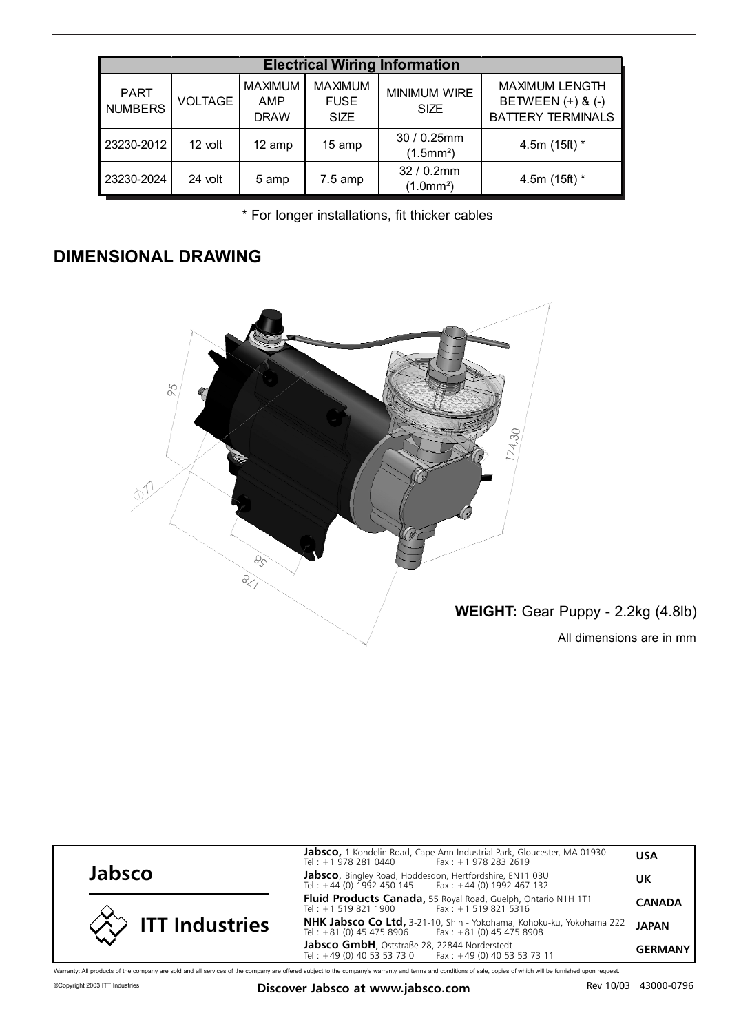| Electrical Wiring Information | | | | | |
|---|---|---|---|---|---|
| PART NUMBERS | VOLTAGE | MAXIMUM AMP DRAW | MAXIMUM FUSE SIZE | MINIMUM WIRE SIZE | MAXIMUM LENGTH BETWEEN (+) & (-) BATTERY TERMINALS |
| 23230-2012 | 12 volt | 12 amp | 15 amp | 30 / 0.25mm ($1.5mm^2$) | 4.5m (15ft) * |
| 23230-2024 | 24 volt | 5 amp | 7.5 amp | 32 / 0.2mm ($1.0mm^2$) | 4.5m (15ft) * |

\* For longer installations, fit thicker cables

## DIMENSIONAL DRAWING

95

Ø77

58

178

174,30

**WEIGHT:** Gear Puppy - 2.2kg (4.8lb)

All dimensions are in mm

**Jabsco**

**ITT Industries**

**Jabsco,** 1 Kondelin Road, Cape Ann Industrial Park, Gloucester, MA 01930
Tel : +1 978 281 0440 Fax : +1 978 283 2619 **USA**

**Jabsco**, Bingley Road, Hoddesdon, Hertfordshire, EN11 0BU
Tel : +44 (0) 1992 450 145 Fax : +44 (0) 1992 467 132 **UK**

**Fluid Products Canada,** 55 Royal Road, Guelph, Ontario N1H 1T1
Tel : +1 519 821 1900 Fax : +1 519 821 5316 **CANADA**

**NHK Jabsco Co Ltd,** 3-21-10, Shin - Yokohama, Kohoku-ku, Yokohama 222
Tel : +81 (0) 45 475 8906 Fax : +81 (0) 45 475 8908 **JAPAN**

**Jabsco GmbH,** Oststraße 28, 22844 Norderstedt
Tel : +49 (0) 40 53 53 73 0 Fax : +49 (0) 40 53 53 73 11 **GERMANY**

Warranty: All products of the company are sold and all services of the company are offered subject to the company's warranty and terms and conditions of sale, copies of which will be furnished upon request.

©Copyright 2003 ITT Industries

**Discover Jabsco at www.jabsco.com**

Rev 10/03 43000-0796